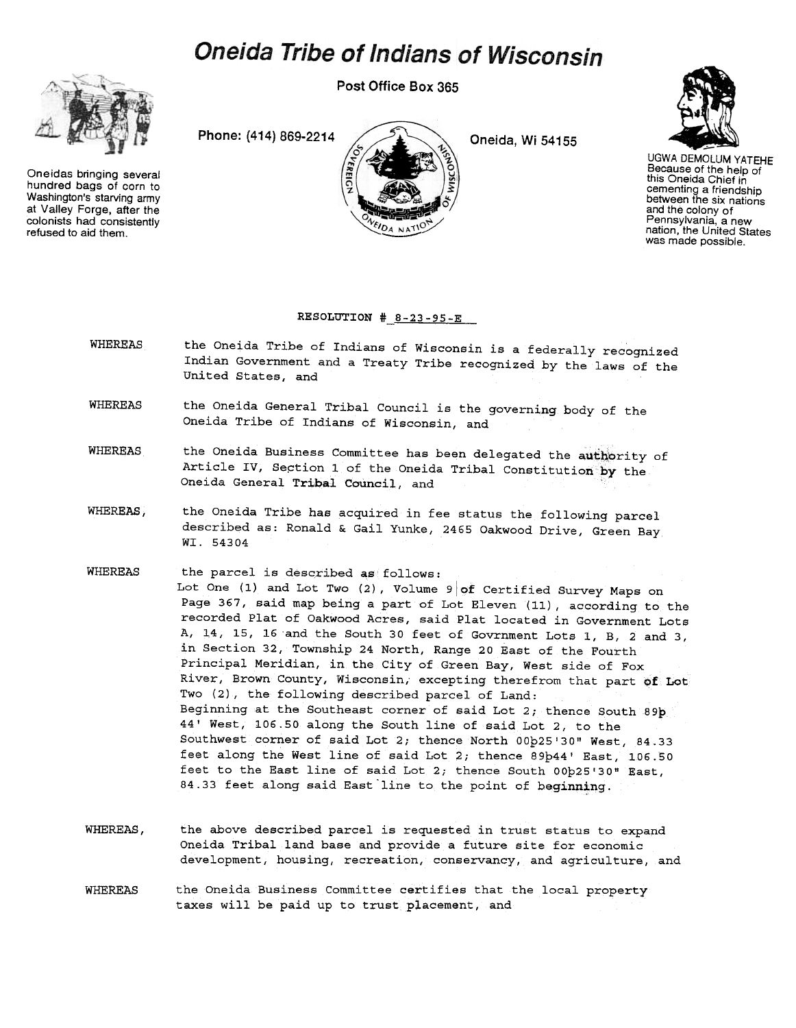# Oneida Tribe of Indians of Wisconsin

Post Office Box 365

Phone: (414) 869-2214

Oneida, Wi 54155

Oneidas bringing several hundred bags of corn to Washington's starving army at Valley Forge, after the colonists had consistently refused to aid them.

UGWA DEMOLUM YATEHE Because of the help of this Oneida Chief in cementing a friendship between the six nations and the colony of Pennsylvania, a new nation, the United States was made possible.

RESOLUTION # 8-23-95-E

WHEREAS the Oneida Tribe of Indians of Wisconsin is a federally recognized Indian Government and a Treaty Tribe recognized by the laws of the United States, and

WHEREAS the Oneida General Tribal Council is the governing body of the Oneida Tribe of Indians of Wisconsin, and

WHEREAS the Oneida Business Committee has been delegated the authority of Article IV, Section 1 of the Oneida Tribal Constitution by the Oneida General Tribal Council, and

WHEREAS, the Oneida Tribe has acquired in fee status the following parcel described as: Ronald & Gail Yunke, 2465 Oakwood Drive, Green Bay WI. 54304

WHEREAS the parcel is described as follows:
Lot One (1) and Lot Two (2), Volume 9 of Certified Survey Maps on Page 367, said map being a part of Lot Eleven (11), according to the recorded Plat of Oakwood Acres, said Plat located in Government Lots A, 14, 15, 16 and the South 30 feet of Govrnment Lots 1, B, 2 and 3, in Section 32, Township 24 North, Range 20 East of the Fourth Principal Meridian, in the City of Green Bay, West side of Fox River, Brown County, Wisconsin, excepting therefrom that part of Lot Two (2), the following described parcel of Land:
Beginning at the Southeast corner of said Lot 2; thence South 89þ 44' West, 106.50 along the South line of said Lot 2, to the Southwest corner of said Lot 2; thence North 00þ25'30" West, 84.33 feet along the West line of said Lot 2; thence 89þ44' East, 106.50 feet to the East line of said Lot 2; thence South 00þ25'30" East, 84.33 feet along said East line to the point of beginning.

WHEREAS, the above described parcel is requested in trust status to expand Oneida Tribal land base and provide a future site for economic development, housing, recreation, conservancy, and agriculture, and

WHEREAS the Oneida Business Committee certifies that the local property taxes will be paid up to trust placement, and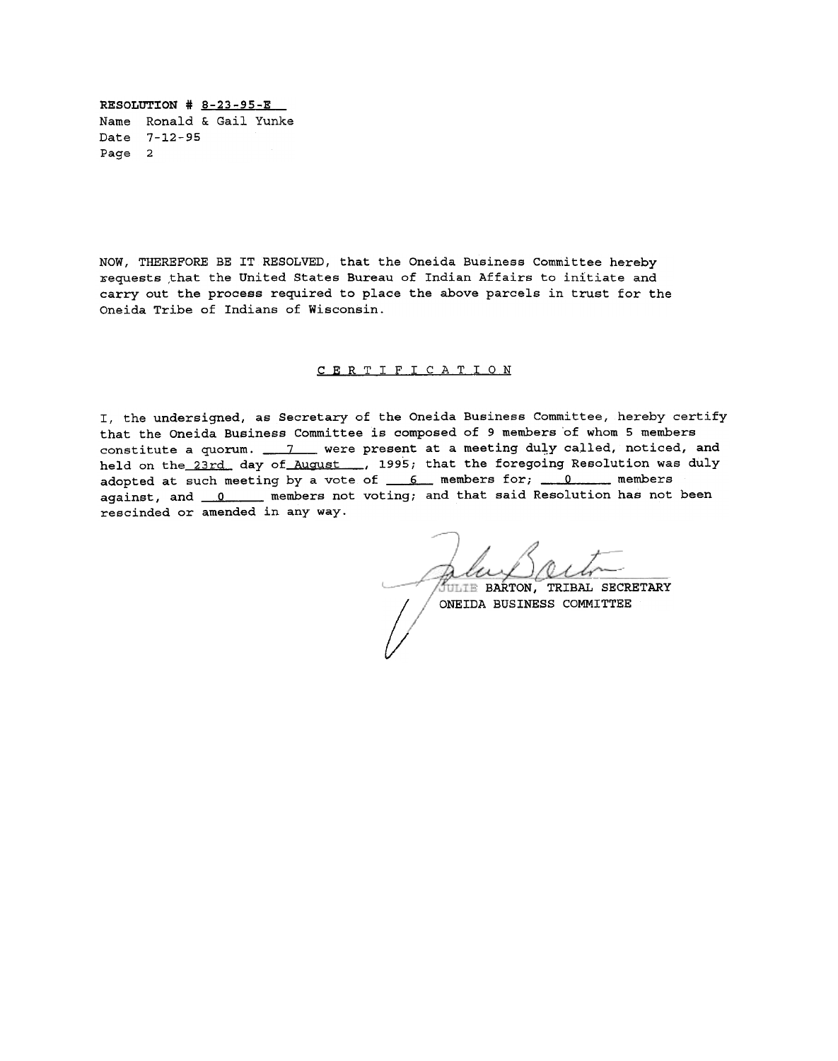**RESOLUTION # 8-23-95-E**
Name Ronald & Gail Yunke
Date 7-12-95
Page 2

NOW, THEREFORE BE IT RESOLVED, that the Oneida Business Committee hereby requests that the United States Bureau of Indian Affairs to initiate and carry out the process required to place the above parcels in trust for the Oneida Tribe of Indians of Wisconsin.

## C E R T I F I C A T I O N

I, the undersigned, as Secretary of the Oneida Business Committee, hereby certify that the Oneida Business Committee is composed of 9 members of whom 5 members constitute a quorum. 7 were present at a meeting duly called, noticed, and held on the 23rd day of August, 1995; that the foregoing Resolution was duly adopted at such meeting by a vote of 6 members for; 0 members against, and 0 members not voting; and that said Resolution has not been rescinded or amended in any way.

JULIE BARTON, TRIBAL SECRETARY
ONEIDA BUSINESS COMMITTEE